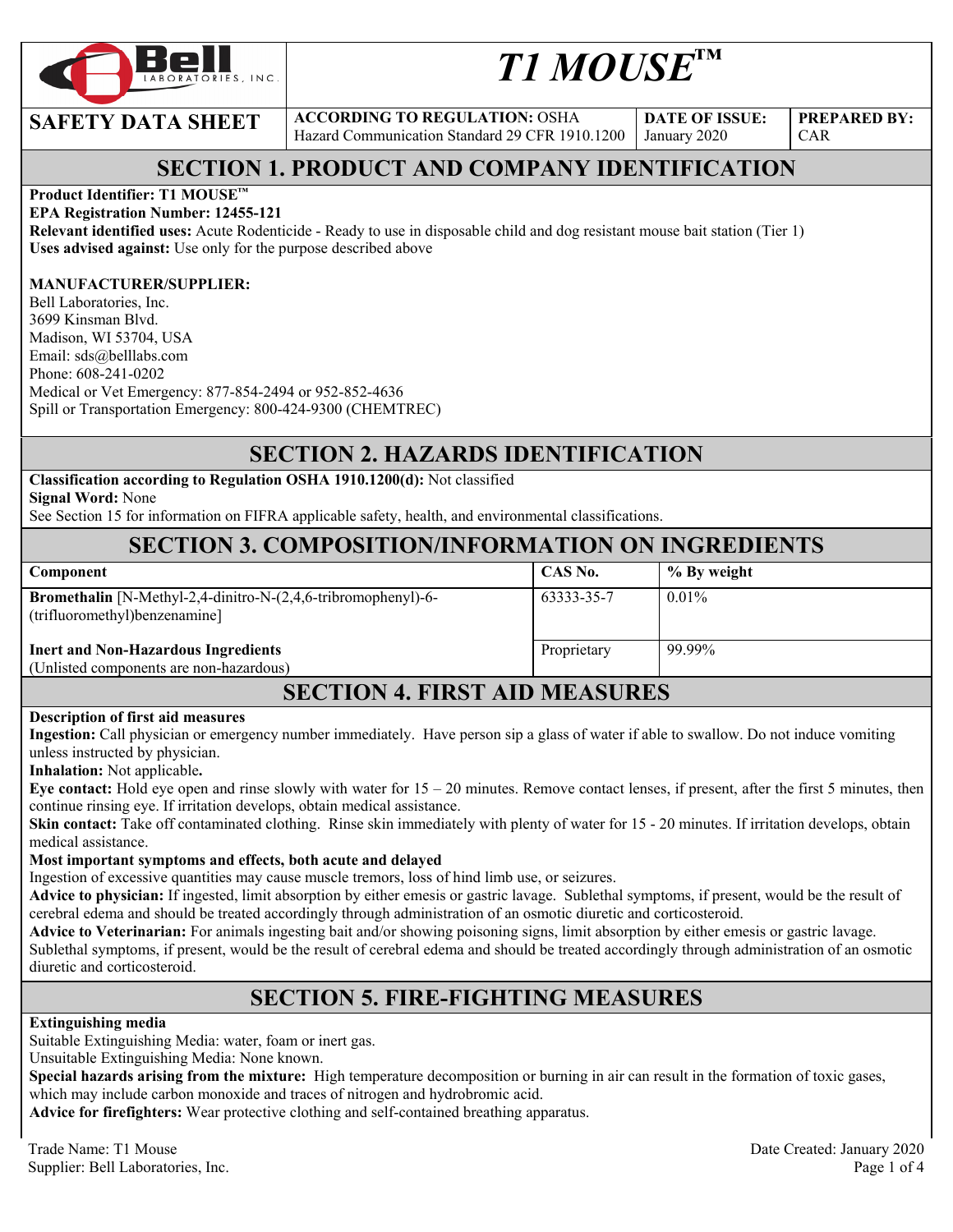# T1 MOUSE™

| SAFETY DATA SHEET | ACCORDING TO REGULATION: OSHA Hazard Communication Standard 29 CFR 1910.1200 | DATE OF ISSUE: January 2020 | PREPARED BY: CAR |
|---|---|---|---|

## SECTION 1. PRODUCT AND COMPANY IDENTIFICATION

**Product Identifier: T1 MOUSE™**
**EPA Registration Number: 12455-121**
**Relevant identified uses:** Acute Rodenticide - Ready to use in disposable child and dog resistant mouse bait station (Tier 1)
**Uses advised against:** Use only for the purpose described above

**MANUFACTURER/SUPPLIER:**
Bell Laboratories, Inc.
3699 Kinsman Blvd.
Madison, WI 53704, USA
Email: sds@belllabs.com
Phone: 608-241-0202
Medical or Vet Emergency: 877-854-2494 or 952-852-4636
Spill or Transportation Emergency: 800-424-9300 (CHEMTREC)

## SECTION 2. HAZARDS IDENTIFICATION

**Classification according to Regulation OSHA 1910.1200(d):** Not classified
**Signal Word:** None
See Section 15 for information on FIFRA applicable safety, health, and environmental classifications.

## SECTION 3. COMPOSITION/INFORMATION ON INGREDIENTS

| Component | CAS No. | % By weight |
|---|---|---|
| **Bromethalin** [N-Methyl-2,4-dinitro-N-(2,4,6-tribromophenyl)-6-(trifluoromethyl)benzenamine] | 63333-35-7 | 0.01% |
| **Inert and Non-Hazardous Ingredients** (Unlisted components are non-hazardous) | Proprietary | 99.99% |

## SECTION 4. FIRST AID MEASURES

**Description of first aid measures**
**Ingestion:** Call physician or emergency number immediately. Have person sip a glass of water if able to swallow. Do not induce vomiting unless instructed by physician.
**Inhalation:** Not applicable**.**
**Eye contact:** Hold eye open and rinse slowly with water for 15 – 20 minutes. Remove contact lenses, if present, after the first 5 minutes, then continue rinsing eye. If irritation develops, obtain medical assistance.
**Skin contact:** Take off contaminated clothing. Rinse skin immediately with plenty of water for 15 - 20 minutes. If irritation develops, obtain medical assistance.
**Most important symptoms and effects, both acute and delayed**
Ingestion of excessive quantities may cause muscle tremors, loss of hind limb use, or seizures.
**Advice to physician:** If ingested, limit absorption by either emesis or gastric lavage. Sublethal symptoms, if present, would be the result of cerebral edema and should be treated accordingly through administration of an osmotic diuretic and corticosteroid.
**Advice to Veterinarian:** For animals ingesting bait and/or showing poisoning signs, limit absorption by either emesis or gastric lavage. Sublethal symptoms, if present, would be the result of cerebral edema and should be treated accordingly through administration of an osmotic diuretic and corticosteroid.

## SECTION 5. FIRE-FIGHTING MEASURES

**Extinguishing media**
Suitable Extinguishing Media: water, foam or inert gas.
Unsuitable Extinguishing Media: None known.
**Special hazards arising from the mixture:** High temperature decomposition or burning in air can result in the formation of toxic gases, which may include carbon monoxide and traces of nitrogen and hydrobromic acid.
**Advice for firefighters:** Wear protective clothing and self-contained breathing apparatus.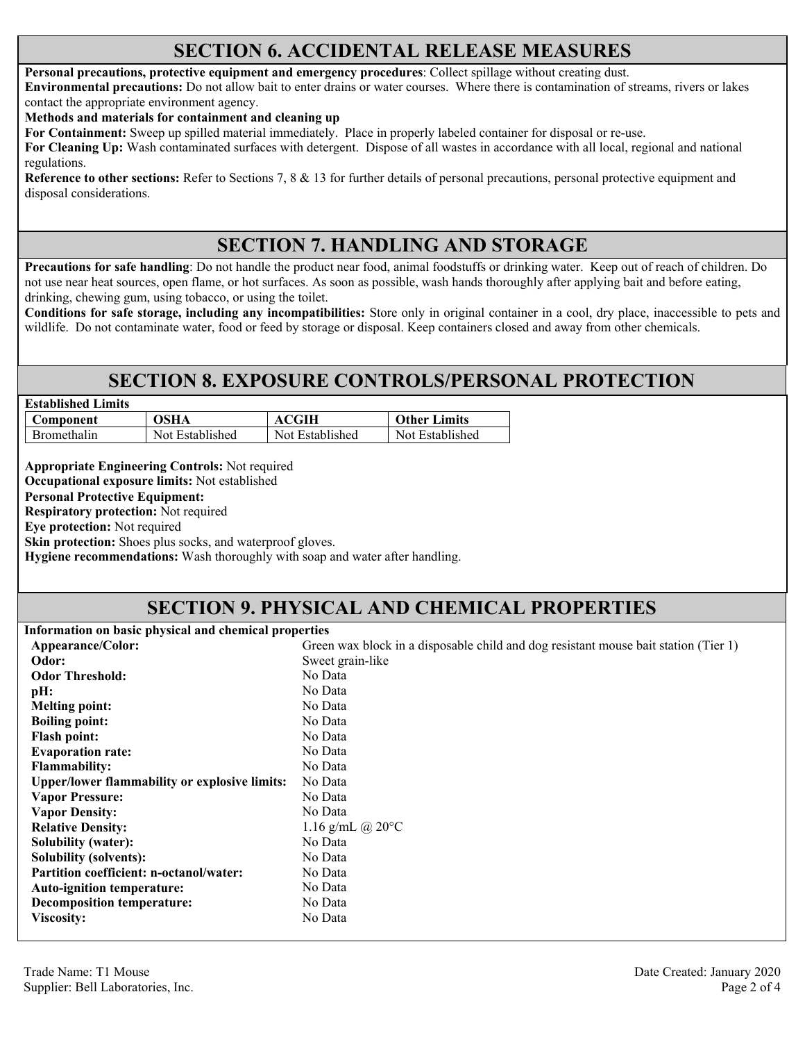## SECTION 6. ACCIDENTAL RELEASE MEASURES

**Personal precautions, protective equipment and emergency procedures**: Collect spillage without creating dust.
**Environmental precautions:** Do not allow bait to enter drains or water courses. Where there is contamination of streams, rivers or lakes contact the appropriate environment agency.
**Methods and materials for containment and cleaning up**
**For Containment:** Sweep up spilled material immediately. Place in properly labeled container for disposal or re-use.
**For Cleaning Up:** Wash contaminated surfaces with detergent. Dispose of all wastes in accordance with all local, regional and national regulations.
**Reference to other sections:** Refer to Sections 7, 8 & 13 for further details of personal precautions, personal protective equipment and disposal considerations.

## SECTION 7. HANDLING AND STORAGE

**Precautions for safe handling**: Do not handle the product near food, animal foodstuffs or drinking water. Keep out of reach of children. Do not use near heat sources, open flame, or hot surfaces. As soon as possible, wash hands thoroughly after applying bait and before eating, drinking, chewing gum, using tobacco, or using the toilet.
**Conditions for safe storage, including any incompatibilities:** Store only in original container in a cool, dry place, inaccessible to pets and wildlife. Do not contaminate water, food or feed by storage or disposal. Keep containers closed and away from other chemicals.

## SECTION 8. EXPOSURE CONTROLS/PERSONAL PROTECTION

**Established Limits**

| Component | OSHA | ACGIH | Other Limits |
|---|---|---|---|
| Bromethalin | Not Established | Not Established | Not Established |

**Appropriate Engineering Controls:** Not required
**Occupational exposure limits:** Not established
**Personal Protective Equipment:**
**Respiratory protection:** Not required
**Eye protection:** Not required
**Skin protection:** Shoes plus socks, and waterproof gloves.
**Hygiene recommendations:** Wash thoroughly with soap and water after handling.

## SECTION 9. PHYSICAL AND CHEMICAL PROPERTIES

**Information on basic physical and chemical properties**

| | |
|---|---|
| **Appearance/Color:** | Green wax block in a disposable child and dog resistant mouse bait station (Tier 1) |
| **Odor:** | Sweet grain-like |
| **Odor Threshold:** | No Data |
| **pH:** | No Data |
| **Melting point:** | No Data |
| **Boiling point:** | No Data |
| **Flash point:** | No Data |
| **Evaporation rate:** | No Data |
| **Flammability:** | No Data |
| **Upper/lower flammability or explosive limits:** | No Data |
| **Vapor Pressure:** | No Data |
| **Vapor Density:** | No Data |
| **Relative Density:** | 1.16 g/mL @ 20°C |
| **Solubility (water):** | No Data |
| **Solubility (solvents):** | No Data |
| **Partition coefficient: n-octanol/water:** | No Data |
| **Auto-ignition temperature:** | No Data |
| **Decomposition temperature:** | No Data |
| **Viscosity:** | No Data |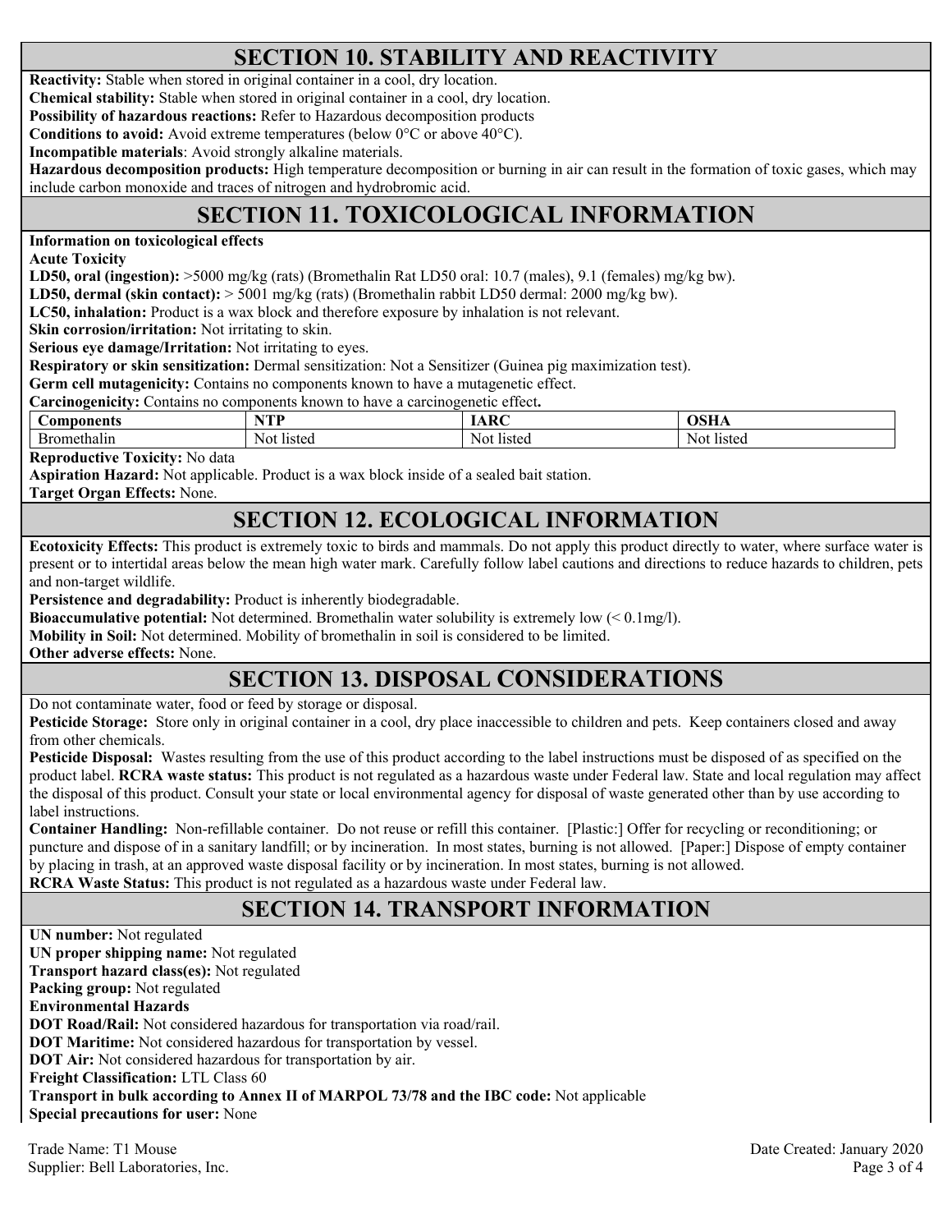## SECTION 10. STABILITY AND REACTIVITY

**Reactivity:** Stable when stored in original container in a cool, dry location.
**Chemical stability:** Stable when stored in original container in a cool, dry location.
**Possibility of hazardous reactions:** Refer to Hazardous decomposition products
**Conditions to avoid:** Avoid extreme temperatures (below 0°C or above 40°C).
**Incompatible materials**: Avoid strongly alkaline materials.
**Hazardous decomposition products:** High temperature decomposition or burning in air can result in the formation of toxic gases, which may include carbon monoxide and traces of nitrogen and hydrobromic acid.

## SECTION 11. TOXICOLOGICAL INFORMATION

**Information on toxicological effects**
**Acute Toxicity**
**LD50, oral (ingestion):** >5000 mg/kg (rats) (Bromethalin Rat LD50 oral: 10.7 (males), 9.1 (females) mg/kg bw).
**LD50, dermal (skin contact):** > 5001 mg/kg (rats) (Bromethalin rabbit LD50 dermal: 2000 mg/kg bw).
**LC50, inhalation:** Product is a wax block and therefore exposure by inhalation is not relevant.
**Skin corrosion/irritation:** Not irritating to skin.
**Serious eye damage/Irritation:** Not irritating to eyes.
**Respiratory or skin sensitization:** Dermal sensitization: Not a Sensitizer (Guinea pig maximization test).
**Germ cell mutagenicity:** Contains no components known to have a mutagenetic effect.
**Carcinogenicity:** Contains no components known to have a carcinogenetic effect**.**

| Components | NTP | IARC | OSHA |
|---|---|---|---|
| Bromethalin | Not listed | Not listed | Not listed |

**Reproductive Toxicity:** No data
**Aspiration Hazard:** Not applicable. Product is a wax block inside of a sealed bait station.
**Target Organ Effects:** None.

## SECTION 12. ECOLOGICAL INFORMATION

**Ecotoxicity Effects:** This product is extremely toxic to birds and mammals. Do not apply this product directly to water, where surface water is present or to intertidal areas below the mean high water mark. Carefully follow label cautions and directions to reduce hazards to children, pets and non-target wildlife.
**Persistence and degradability:** Product is inherently biodegradable.
**Bioaccumulative potential:** Not determined. Bromethalin water solubility is extremely low (< 0.1mg/l).
**Mobility in Soil:** Not determined. Mobility of bromethalin in soil is considered to be limited.
**Other adverse effects:** None.

## SECTION 13. DISPOSAL CONSIDERATIONS

Do not contaminate water, food or feed by storage or disposal.
**Pesticide Storage:** Store only in original container in a cool, dry place inaccessible to children and pets. Keep containers closed and away from other chemicals.
**Pesticide Disposal:** Wastes resulting from the use of this product according to the label instructions must be disposed of as specified on the product label. **RCRA waste status:** This product is not regulated as a hazardous waste under Federal law. State and local regulation may affect the disposal of this product. Consult your state or local environmental agency for disposal of waste generated other than by use according to label instructions.
**Container Handling:** Non-refillable container. Do not reuse or refill this container. [Plastic:] Offer for recycling or reconditioning; or puncture and dispose of in a sanitary landfill; or by incineration. In most states, burning is not allowed. [Paper:] Dispose of empty container by placing in trash, at an approved waste disposal facility or by incineration. In most states, burning is not allowed.
**RCRA Waste Status:** This product is not regulated as a hazardous waste under Federal law.

## SECTION 14. TRANSPORT INFORMATION

**UN number:** Not regulated
**UN proper shipping name:** Not regulated
**Transport hazard class(es):** Not regulated
**Packing group:** Not regulated
**Environmental Hazards**
**DOT Road/Rail:** Not considered hazardous for transportation via road/rail.
**DOT Maritime:** Not considered hazardous for transportation by vessel.
**DOT Air:** Not considered hazardous for transportation by air.
**Freight Classification:** LTL Class 60
**Transport in bulk according to Annex II of MARPOL 73/78 and the IBC code:** Not applicable
**Special precautions for user:** None

Trade Name: T1 Mouse
Supplier: Bell Laboratories, Inc.
Date Created: January 2020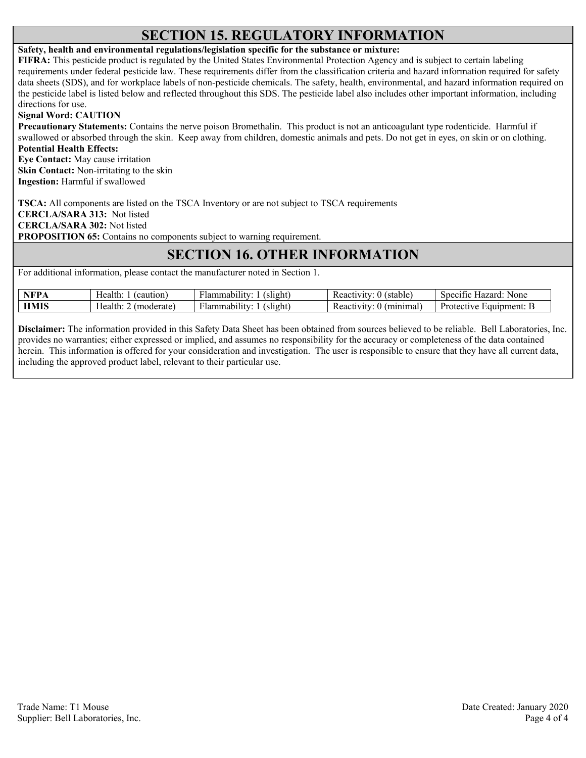## SECTION 15. REGULATORY INFORMATION

**Safety, health and environmental regulations/legislation specific for the substance or mixture:**

**FIFRA:** This pesticide product is regulated by the United States Environmental Protection Agency and is subject to certain labeling requirements under federal pesticide law. These requirements differ from the classification criteria and hazard information required for safety data sheets (SDS), and for workplace labels of non-pesticide chemicals. The safety, health, environmental, and hazard information required on the pesticide label is listed below and reflected throughout this SDS. The pesticide label also includes other important information, including directions for use.

**Signal Word: CAUTION**

**Precautionary Statements:** Contains the nerve poison Bromethalin. This product is not an anticoagulant type rodenticide. Harmful if swallowed or absorbed through the skin. Keep away from children, domestic animals and pets. Do not get in eyes, on skin or on clothing.

**Potential Health Effects:**

**Eye Contact:** May cause irritation

**Skin Contact:** Non-irritating to the skin

**Ingestion:** Harmful if swallowed

**TSCA:** All components are listed on the TSCA Inventory or are not subject to TSCA requirements

**CERCLA/SARA 313:** Not listed

**CERCLA/SARA 302:** Not listed

**PROPOSITION 65:** Contains no components subject to warning requirement.

## SECTION 16. OTHER INFORMATION

For additional information, please contact the manufacturer noted in Section 1.

| | | | | |
|---|---|---|---|---|
| **NFPA** | Health: 1 (caution) | Flammability: 1 (slight) | Reactivity: 0 (stable) | Specific Hazard: None |
| **HMIS** | Health: 2 (moderate) | Flammability: 1 (slight) | Reactivity: 0 (minimal) | Protective Equipment: B |

**Disclaimer:** The information provided in this Safety Data Sheet has been obtained from sources believed to be reliable. Bell Laboratories, Inc. provides no warranties; either expressed or implied, and assumes no responsibility for the accuracy or completeness of the data contained herein. This information is offered for your consideration and investigation. The user is responsible to ensure that they have all current data, including the approved product label, relevant to their particular use.